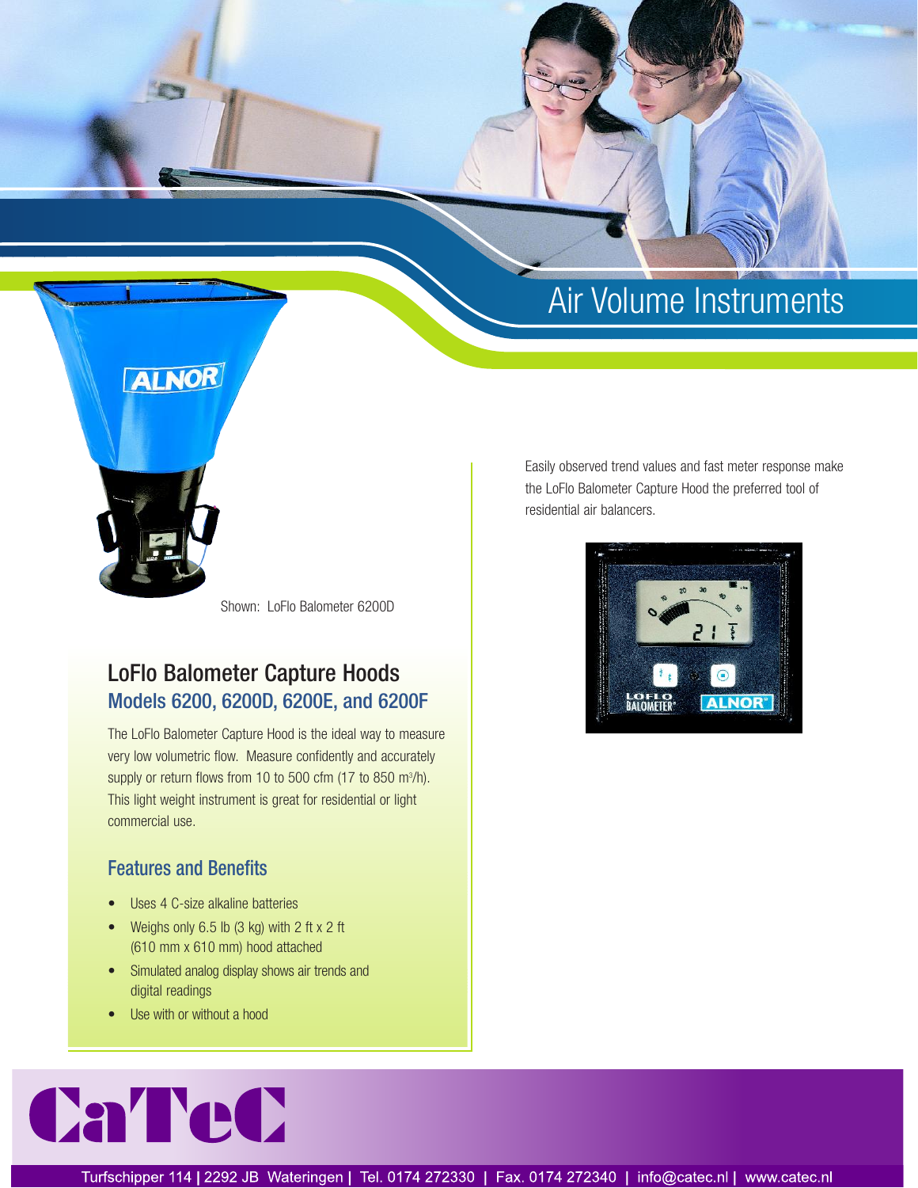# Air Volume Instruments

Shown: LoFlo Balometer 6200D

## LoFlo Balometer Capture Hoods

### Models 6200, 6200D, 6200E, and 6200F

The LoFlo Balometer Capture Hood is the ideal way to measure very low volumetric flow. Measure confidently and accurately supply or return flows from 10 to 500 cfm (17 to 850 $m^3/h$). This light weight instrument is great for residential or light commercial use.

### Features and Benefits

- Uses 4 C-size alkaline batteries
- Weighs only 6.5 lb (3 kg) with 2 ft x 2 ft (610 mm x 610 mm) hood attached
- Simulated analog display shows air trends and digital readings
- Use with or without a hood

Easily observed trend values and fast meter response make the LoFlo Balometer Capture Hood the preferred tool of residential air balancers.

CaTeC

Turfschipper 114 | 2292 JB Wateringen | Tel. 0174 272330 | Fax. 0174 272340 | info@catec.nl | www.catec.nl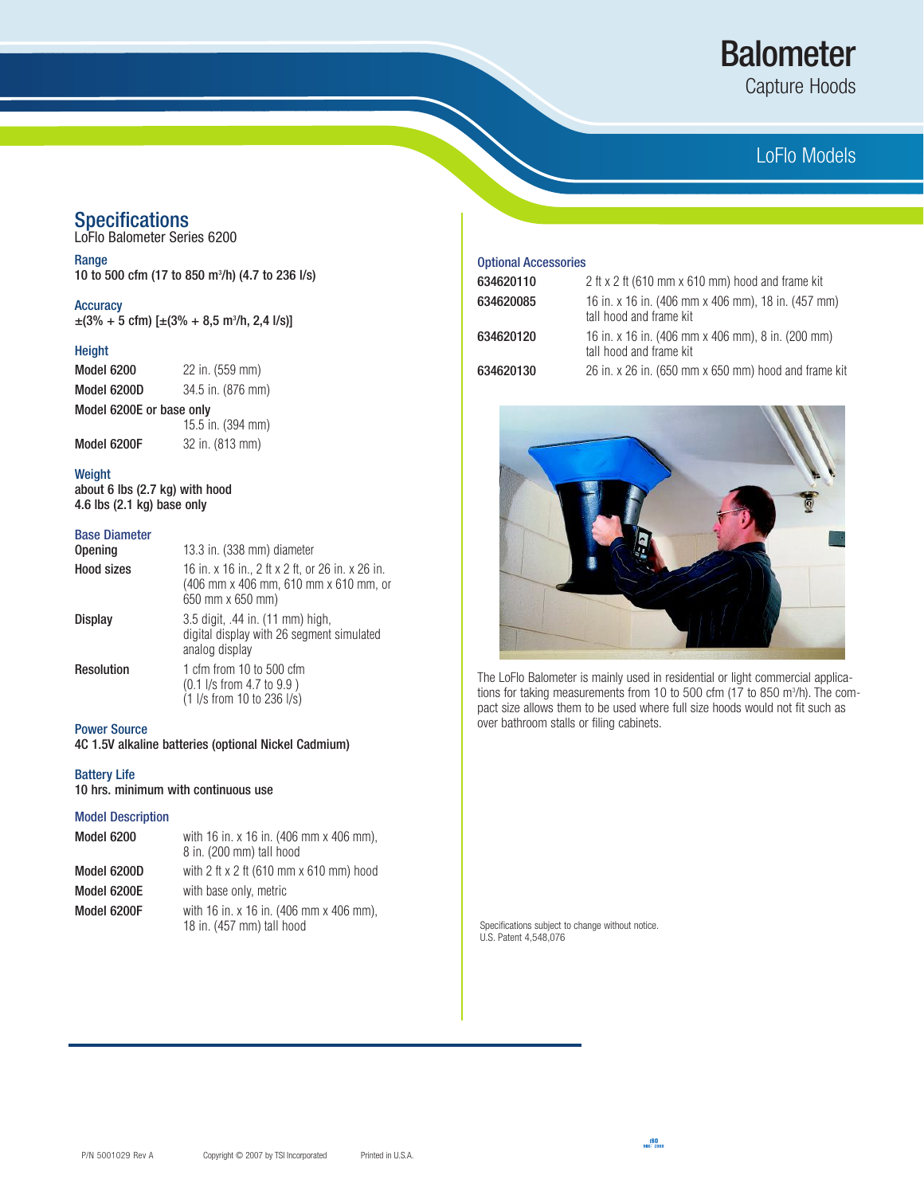# Balometer

Capture Hoods

LoFlo Models

## Specifications

LoFlo Balometer Series 6200

### Range

10 to 500 cfm (17 to 850 $m^3$/h) (4.7 to 236 l/s)

### Accuracy

±(3% + 5 cfm) [±(3% + 8,5 $m^3$/h, 2,4 l/s)]

### Height

| | |
|---|---|
| **Model 6200** | 22 in. (559 mm) |
| **Model 6200D** | 34.5 in. (876 mm) |
| **Model 6200E or base only** | 15.5 in. (394 mm) |
| **Model 6200F** | 32 in. (813 mm) |

### Weight

about 6 lbs (2.7 kg) with hood
4.6 lbs (2.1 kg) base only

### Base Diameter

| | |
|---|---|
| **Opening** | 13.3 in. (338 mm) diameter |
| **Hood sizes** | 16 in. x 16 in., 2 ft x 2 ft, or 26 in. x 26 in. (406 mm x 406 mm, 610 mm x 610 mm, or 650 mm x 650 mm) |
| **Display** | 3.5 digit, .44 in. (11 mm) high, digital display with 26 segment simulated analog display |
| **Resolution** | 1 cfm from 10 to 500 cfm (0.1 l/s from 4.7 to 9.9 ) (1 l/s from 10 to 236 l/s) |

### Power Source

4C 1.5V alkaline batteries (optional Nickel Cadmium)

### Battery Life

10 hrs. minimum with continuous use

### Model Description

| | |
|---|---|
| **Model 6200** | with 16 in. x 16 in. (406 mm x 406 mm), 8 in. (200 mm) tall hood |
| **Model 6200D** | with 2 ft x 2 ft (610 mm x 610 mm) hood |
| **Model 6200E** | with base only, metric |
| **Model 6200F** | with 16 in. x 16 in. (406 mm x 406 mm), 18 in. (457 mm) tall hood |

### Optional Accessories

| | |
|---|---|
| **634620110** | 2 ft x 2 ft (610 mm x 610 mm) hood and frame kit |
| **634620085** | 16 in. x 16 in. (406 mm x 406 mm), 18 in. (457 mm) tall hood and frame kit |
| **634620120** | 16 in. x 16 in. (406 mm x 406 mm), 8 in. (200 mm) tall hood and frame kit |
| **634620130** | 26 in. x 26 in. (650 mm x 650 mm) hood and frame kit |

The LoFlo Balometer is mainly used in residential or light commercial applications for taking measurements from 10 to 500 cfm (17 to 850 $m^3$/h). The compact size allows them to be used where full size hoods would not fit such as over bathroom stalls or filing cabinets.

Specifications subject to change without notice.
U.S. Patent 4,548,076

P/N 5001029 Rev A Copyright © 2007 by TSI Incorporated Printed in U.S.A.